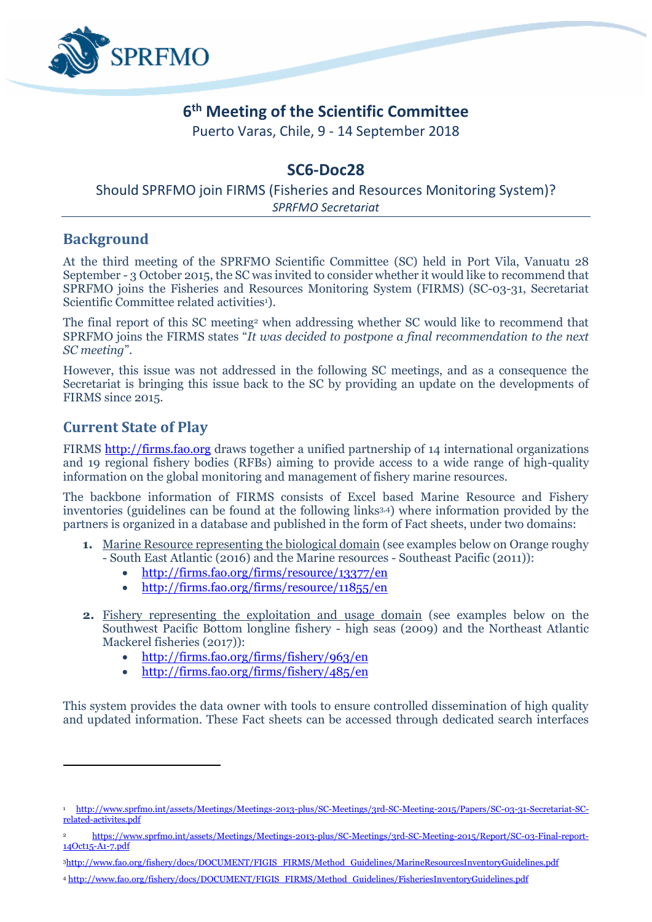# 6th Meeting of the Scientific Committee

Puerto Varas, Chile, 9 - 14 September 2018

## SC6-Doc28

Should SPRFMO join FIRMS (Fisheries and Resources Monitoring System)?

*SPRFMO Secretariat*

## Background

At the third meeting of the SPRFMO Scientific Committee (SC) held in Port Vila, Vanuatu 28 September - 3 October 2015, the SC was invited to consider whether it would like to recommend that SPRFMO joins the Fisheries and Resources Monitoring System (FIRMS) (SC-03-31, Secretariat Scientific Committee related activities[1]).

The final report of this SC meeting[2] when addressing whether SC would like to recommend that SPRFMO joins the FIRMS states "*It was decided to postpone a final recommendation to the next SC meeting*".

However, this issue was not addressed in the following SC meetings, and as a consequence the Secretariat is bringing this issue back to the SC by providing an update on the developments of FIRMS since 2015.

## Current State of Play

FIRMS http://firms.fao.org draws together a unified partnership of 14 international organizations and 19 regional fishery bodies (RFBs) aiming to provide access to a wide range of high-quality information on the global monitoring and management of fishery marine resources.

The backbone information of FIRMS consists of Excel based Marine Resource and Fishery inventories (guidelines can be found at the following links[3,4]) where information provided by the partners is organized in a database and published in the form of Fact sheets, under two domains:

1. Marine Resource representing the biological domain (see examples below on Orange roughy - South East Atlantic (2016) and the Marine resources - Southeast Pacific (2011)):
   - http://firms.fao.org/firms/resource/13377/en
   - http://firms.fao.org/firms/resource/11855/en

2. Fishery representing the exploitation and usage domain (see examples below on the Southwest Pacific Bottom longline fishery - high seas (2009) and the Northeast Atlantic Mackerel fisheries (2017)):
   - http://firms.fao.org/firms/fishery/963/en
   - http://firms.fao.org/firms/fishery/485/en

This system provides the data owner with tools to ensure controlled dissemination of high quality and updated information. These Fact sheets can be accessed through dedicated search interfaces

---

[1] http://www.sprfmo.int/assets/Meetings/Meetings-2013-plus/SC-Meetings/3rd-SC-Meeting-2015/Papers/SC-03-31-Secretariat-SC-related-activites.pdf

[2] https://www.sprfmo.int/assets/Meetings/Meetings-2013-plus/SC-Meetings/3rd-SC-Meeting-2015/Report/SC-03-Final-report-14Oct15-A1-7.pdf

[3] http://www.fao.org/fishery/docs/DOCUMENT/FIGIS_FIRMS/Method_Guidelines/MarineResourcesInventoryGuidelines.pdf

[4] http://www.fao.org/fishery/docs/DOCUMENT/FIGIS_FIRMS/Method_Guidelines/FisheriesInventoryGuidelines.pdf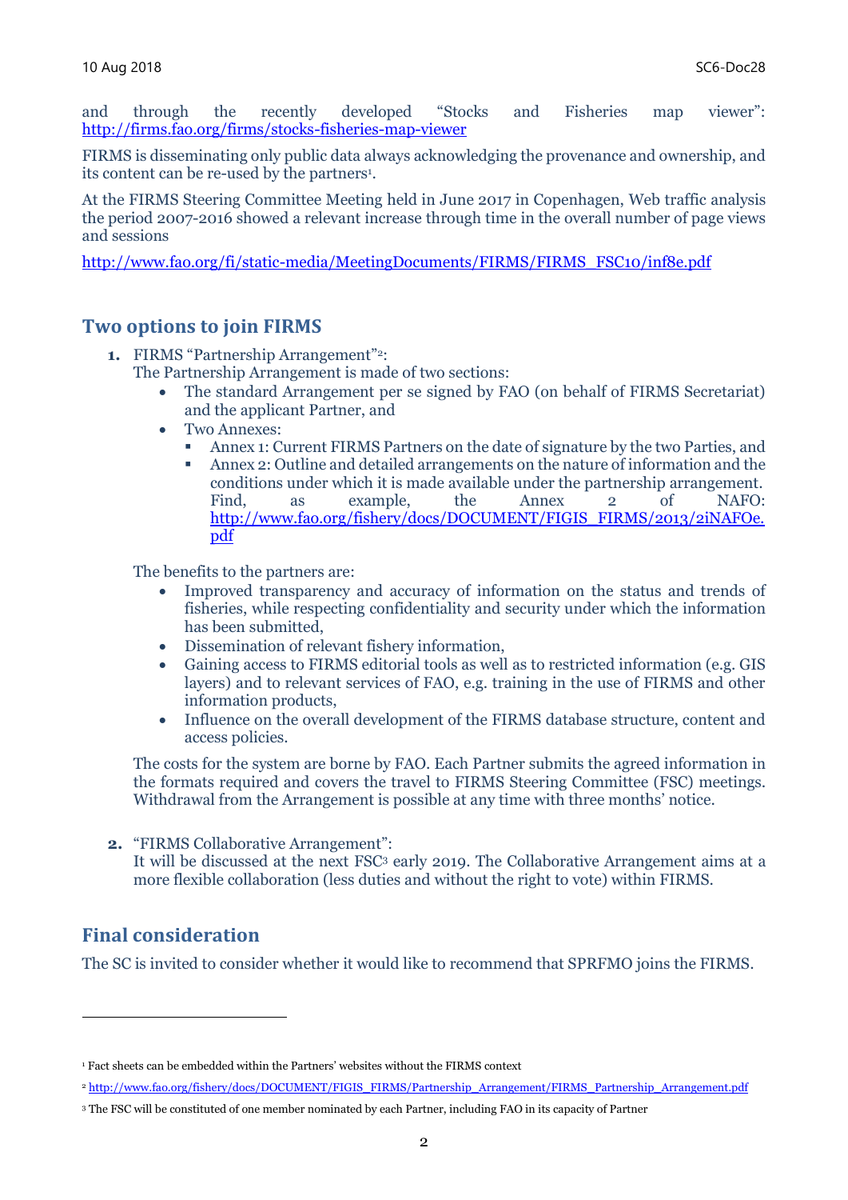and through the recently developed "Stocks and Fisheries map viewer": http://firms.fao.org/firms/stocks-fisheries-map-viewer

FIRMS is disseminating only public data always acknowledging the provenance and ownership, and its content can be re-used by the partners[1].

At the FIRMS Steering Committee Meeting held in June 2017 in Copenhagen, Web traffic analysis the period 2007-2016 showed a relevant increase through time in the overall number of page views and sessions

http://www.fao.org/fi/static-media/MeetingDocuments/FIRMS/FIRMS_FSC10/inf8e.pdf

## Two options to join FIRMS

1. FIRMS "Partnership Arrangement"[2]:
   The Partnership Arrangement is made of two sections:
   - The standard Arrangement per se signed by FAO (on behalf of FIRMS Secretariat) and the applicant Partner, and
   - Two Annexes:
     - Annex 1: Current FIRMS Partners on the date of signature by the two Parties, and
     - Annex 2: Outline and detailed arrangements on the nature of information and the conditions under which it is made available under the partnership arrangement. Find, as example, the Annex 2 of NAFO: http://www.fao.org/fishery/docs/DOCUMENT/FIGIS_FIRMS/2013/2iNAFOe.pdf

   The benefits to the partners are:
   - Improved transparency and accuracy of information on the status and trends of fisheries, while respecting confidentiality and security under which the information has been submitted,
   - Dissemination of relevant fishery information,
   - Gaining access to FIRMS editorial tools as well as to restricted information (e.g. GIS layers) and to relevant services of FAO, e.g. training in the use of FIRMS and other information products,
   - Influence on the overall development of the FIRMS database structure, content and access policies.

   The costs for the system are borne by FAO. Each Partner submits the agreed information in the formats required and covers the travel to FIRMS Steering Committee (FSC) meetings. Withdrawal from the Arrangement is possible at any time with three months' notice.

2. "FIRMS Collaborative Arrangement":
   It will be discussed at the next FSC[3] early 2019. The Collaborative Arrangement aims at a more flexible collaboration (less duties and without the right to vote) within FIRMS.

## Final consideration

The SC is invited to consider whether it would like to recommend that SPRFMO joins the FIRMS.

---

[1] Fact sheets can be embedded within the Partners' websites without the FIRMS context

[2] http://www.fao.org/fishery/docs/DOCUMENT/FIGIS_FIRMS/Partnership_Arrangement/FIRMS_Partnership_Arrangement.pdf

[3] The FSC will be constituted of one member nominated by each Partner, including FAO in its capacity of Partner